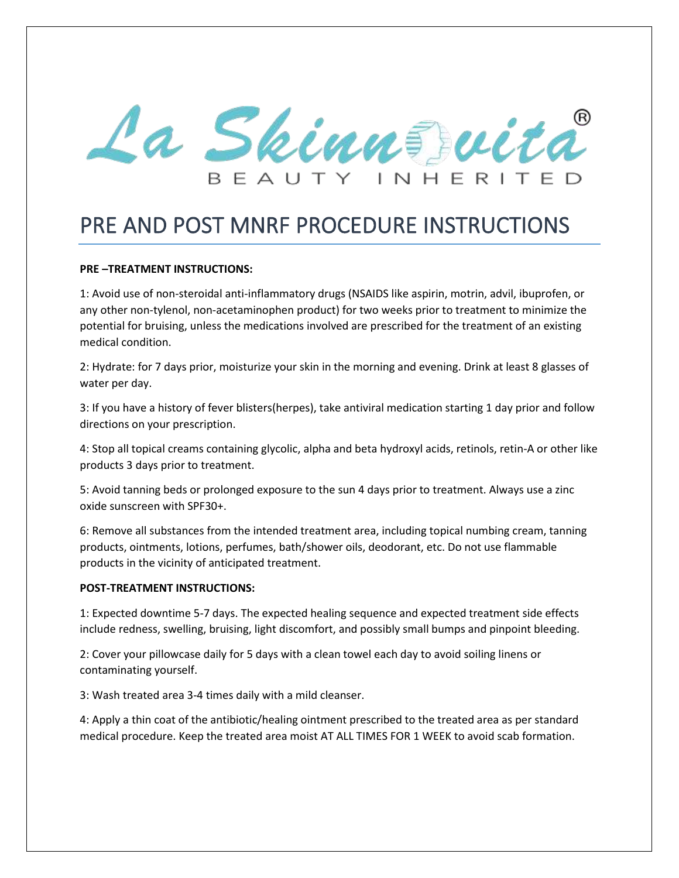La Skinnovita®

BEAUTY INHERITED

# PRE AND POST MNRF PROCEDURE INSTRUCTIONS

**PRE –TREATMENT INSTRUCTIONS:**

1: Avoid use of non-steroidal anti-inflammatory drugs (NSAIDS like aspirin, motrin, advil, ibuprofen, or any other non-tylenol, non-acetaminophen product) for two weeks prior to treatment to minimize the potential for bruising, unless the medications involved are prescribed for the treatment of an existing medical condition.

2: Hydrate: for 7 days prior, moisturize your skin in the morning and evening. Drink at least 8 glasses of water per day.

3: If you have a history of fever blisters(herpes), take antiviral medication starting 1 day prior and follow directions on your prescription.

4: Stop all topical creams containing glycolic, alpha and beta hydroxyl acids, retinols, retin-A or other like products 3 days prior to treatment.

5: Avoid tanning beds or prolonged exposure to the sun 4 days prior to treatment. Always use a zinc oxide sunscreen with SPF30+.

6: Remove all substances from the intended treatment area, including topical numbing cream, tanning products, ointments, lotions, perfumes, bath/shower oils, deodorant, etc. Do not use flammable products in the vicinity of anticipated treatment.

**POST-TREATMENT INSTRUCTIONS:**

1: Expected downtime 5-7 days. The expected healing sequence and expected treatment side effects include redness, swelling, bruising, light discomfort, and possibly small bumps and pinpoint bleeding.

2: Cover your pillowcase daily for 5 days with a clean towel each day to avoid soiling linens or contaminating yourself.

3: Wash treated area 3-4 times daily with a mild cleanser.

4: Apply a thin coat of the antibiotic/healing ointment prescribed to the treated area as per standard medical procedure. Keep the treated area moist AT ALL TIMES FOR 1 WEEK to avoid scab formation.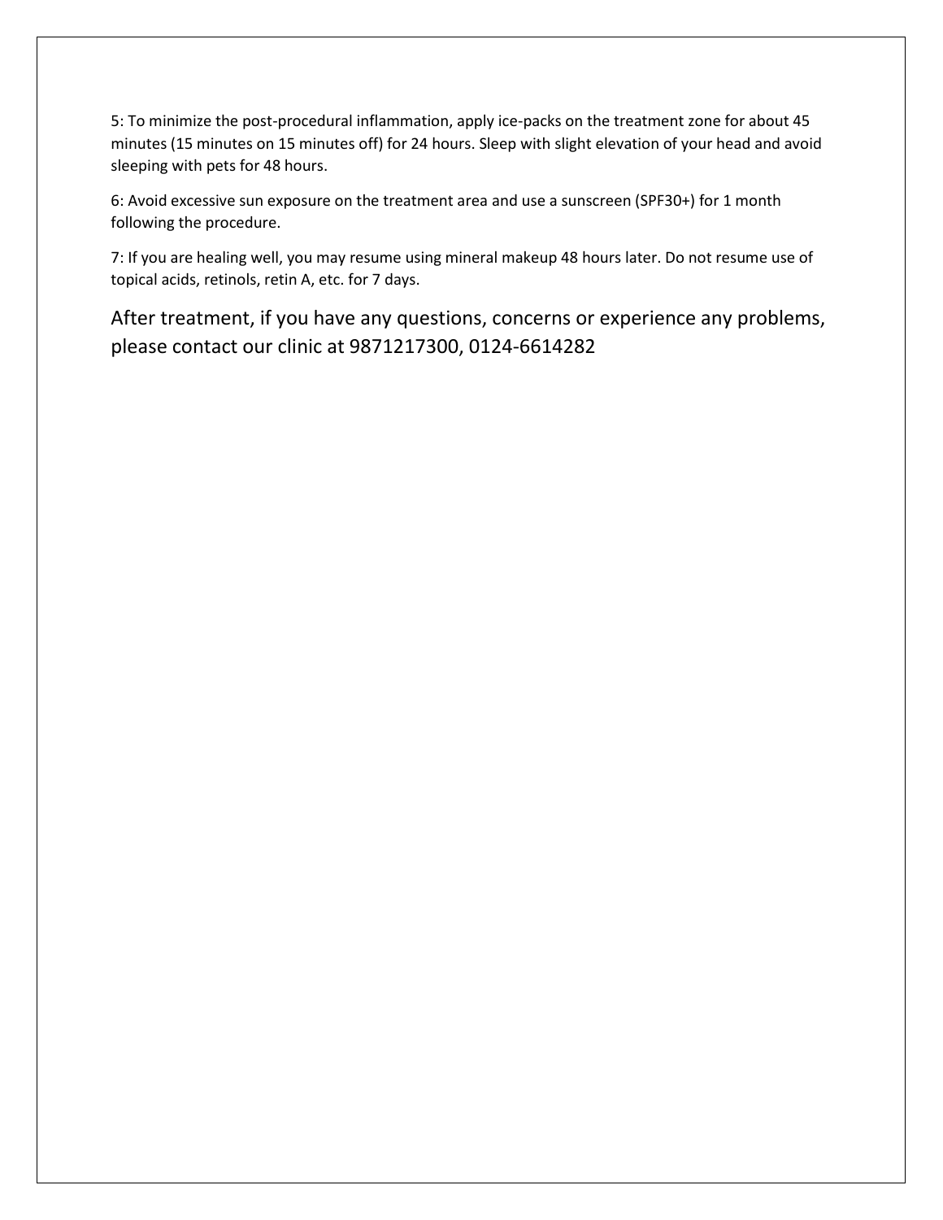5: To minimize the post-procedural inflammation, apply ice-packs on the treatment zone for about 45 minutes (15 minutes on 15 minutes off) for 24 hours. Sleep with slight elevation of your head and avoid sleeping with pets for 48 hours.

6: Avoid excessive sun exposure on the treatment area and use a sunscreen (SPF30+) for 1 month following the procedure.

7: If you are healing well, you may resume using mineral makeup 48 hours later. Do not resume use of topical acids, retinols, retin A, etc. for 7 days.

After treatment, if you have any questions, concerns or experience any problems, please contact our clinic at 9871217300, 0124-6614282